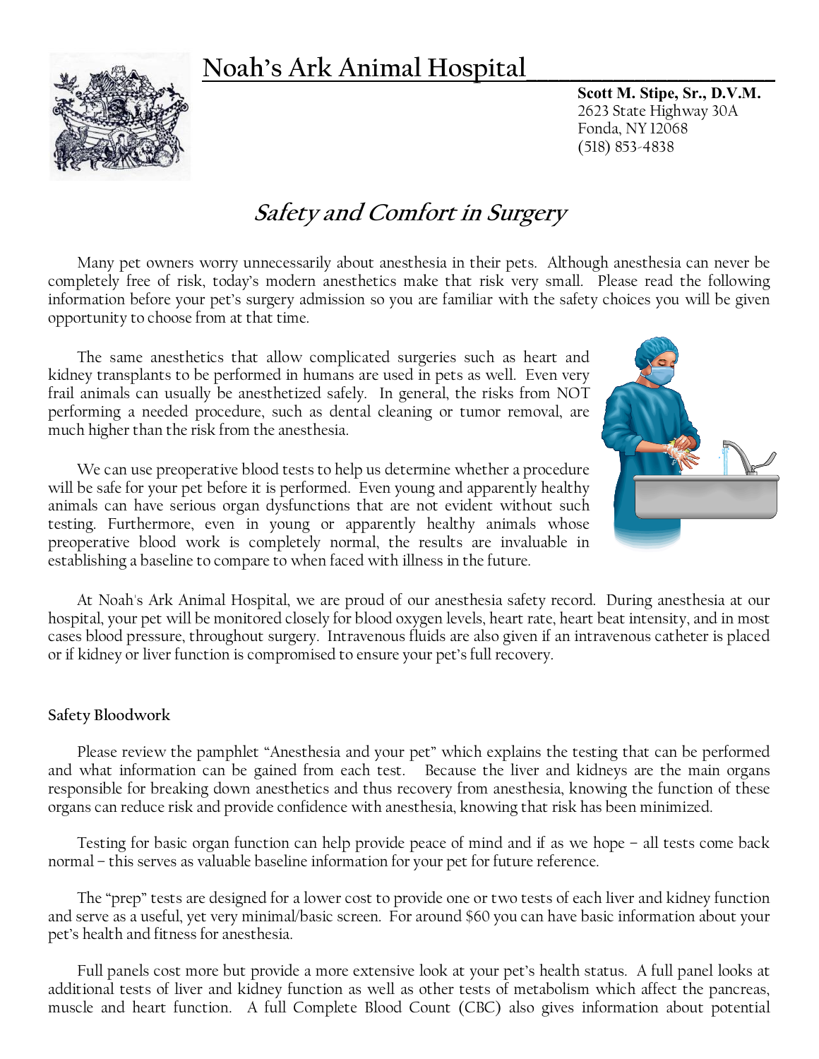# Noah's Ark Animal Hospital

**Scott M. Stipe, Sr., D.V.M.**
2623 State Highway 30A
Fonda, NY 12068
(518) 853-4838

## *Safety and Comfort in Surgery*

Many pet owners worry unnecessarily about anesthesia in their pets. Although anesthesia can never be completely free of risk, today's modern anesthetics make that risk very small. Please read the following information before your pet's surgery admission so you are familiar with the safety choices you will be given opportunity to choose from at that time.

The same anesthetics that allow complicated surgeries such as heart and kidney transplants to be performed in humans are used in pets as well. Even very frail animals can usually be anesthetized safely. In general, the risks from NOT performing a needed procedure, such as dental cleaning or tumor removal, are much higher than the risk from the anesthesia.

We can use preoperative blood tests to help us determine whether a procedure will be safe for your pet before it is performed. Even young and apparently healthy animals can have serious organ dysfunctions that are not evident without such testing. Furthermore, even in young or apparently healthy animals whose preoperative blood work is completely normal, the results are invaluable in establishing a baseline to compare to when faced with illness in the future.

At Noah's Ark Animal Hospital, we are proud of our anesthesia safety record. During anesthesia at our hospital, your pet will be monitored closely for blood oxygen levels, heart rate, heart beat intensity, and in most cases blood pressure, throughout surgery. Intravenous fluids are also given if an intravenous catheter is placed or if kidney or liver function is compromised to ensure your pet's full recovery.

### Safety Bloodwork

Please review the pamphlet "Anesthesia and your pet" which explains the testing that can be performed and what information can be gained from each test. Because the liver and kidneys are the main organs responsible for breaking down anesthetics and thus recovery from anesthesia, knowing the function of these organs can reduce risk and provide confidence with anesthesia, knowing that risk has been minimized.

Testing for basic organ function can help provide peace of mind and if as we hope – all tests come back normal – this serves as valuable baseline information for your pet for future reference.

The "prep" tests are designed for a lower cost to provide one or two tests of each liver and kidney function and serve as a useful, yet very minimal/basic screen. For around $60 you can have basic information about your pet's health and fitness for anesthesia.

Full panels cost more but provide a more extensive look at your pet's health status. A full panel looks at additional tests of liver and kidney function as well as other tests of metabolism which affect the pancreas, muscle and heart function. A full Complete Blood Count (CBC) also gives information about potential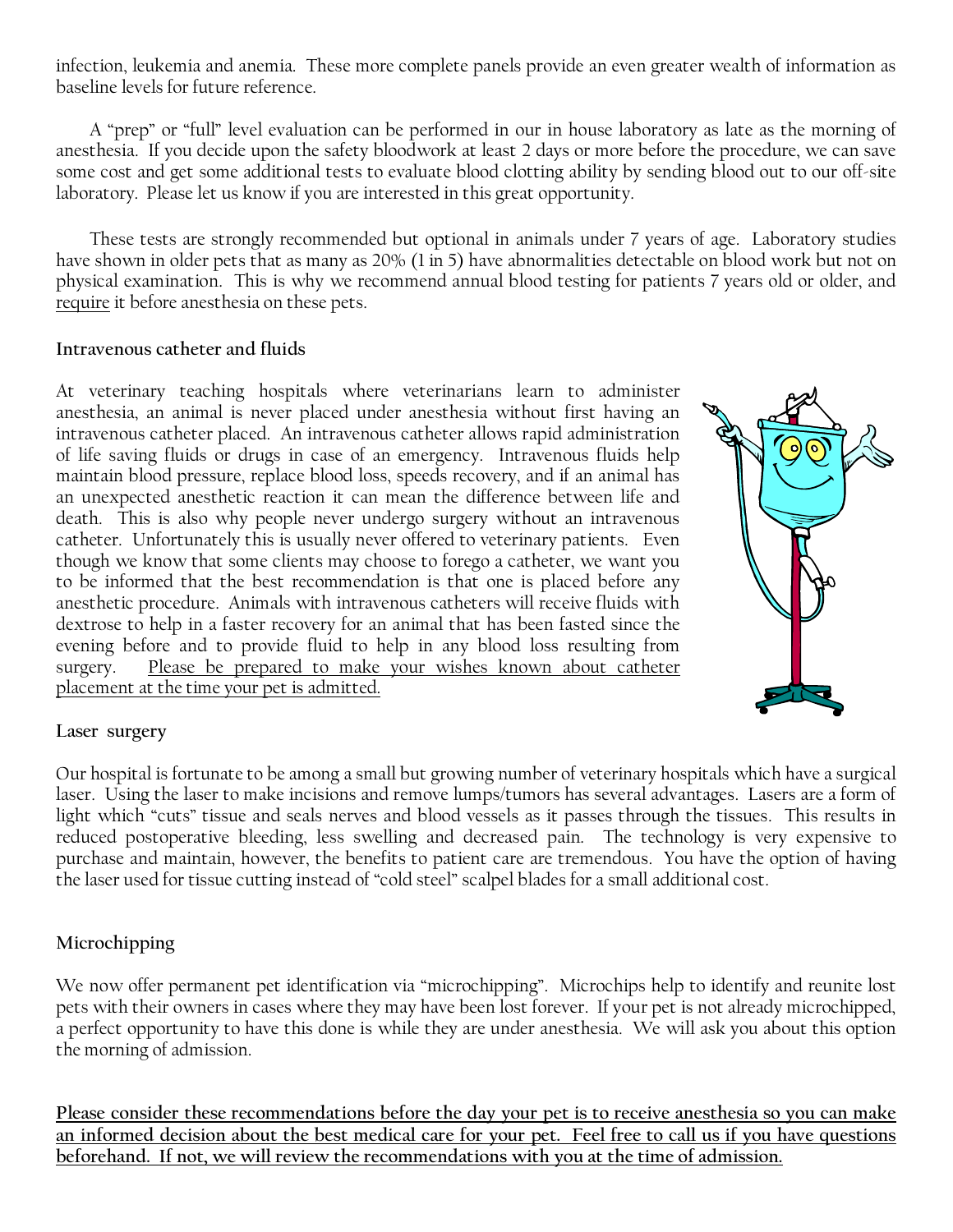infection, leukemia and anemia. These more complete panels provide an even greater wealth of information as baseline levels for future reference.

A "prep" or "full" level evaluation can be performed in our in house laboratory as late as the morning of anesthesia. If you decide upon the safety bloodwork at least 2 days or more before the procedure, we can save some cost and get some additional tests to evaluate blood clotting ability by sending blood out to our off-site laboratory. Please let us know if you are interested in this great opportunity.

These tests are strongly recommended but optional in animals under 7 years of age. Laboratory studies have shown in older pets that as many as 20% (1 in 5) have abnormalities detectable on blood work but not on physical examination. This is why we recommend annual blood testing for patients 7 years old or older, and require it before anesthesia on these pets.

**Intravenous catheter and fluids**

At veterinary teaching hospitals where veterinarians learn to administer anesthesia, an animal is never placed under anesthesia without first having an intravenous catheter placed. An intravenous catheter allows rapid administration of life saving fluids or drugs in case of an emergency. Intravenous fluids help maintain blood pressure, replace blood loss, speeds recovery, and if an animal has an unexpected anesthetic reaction it can mean the difference between life and death. This is also why people never undergo surgery without an intravenous catheter. Unfortunately this is usually never offered to veterinary patients. Even though we know that some clients may choose to forego a catheter, we want you to be informed that the best recommendation is that one is placed before any anesthetic procedure. Animals with intravenous catheters will receive fluids with dextrose to help in a faster recovery for an animal that has been fasted since the evening before and to provide fluid to help in any blood loss resulting from surgery. Please be prepared to make your wishes known about catheter placement at the time your pet is admitted.

**Laser surgery**

Our hospital is fortunate to be among a small but growing number of veterinary hospitals which have a surgical laser. Using the laser to make incisions and remove lumps/tumors has several advantages. Lasers are a form of light which "cuts" tissue and seals nerves and blood vessels as it passes through the tissues. This results in reduced postoperative bleeding, less swelling and decreased pain. The technology is very expensive to purchase and maintain, however, the benefits to patient care are tremendous. You have the option of having the laser used for tissue cutting instead of "cold steel" scalpel blades for a small additional cost.

**Microchipping**

We now offer permanent pet identification via "microchipping". Microchips help to identify and reunite lost pets with their owners in cases where they may have been lost forever. If your pet is not already microchipped, a perfect opportunity to have this done is while they are under anesthesia. We will ask you about this option the morning of admission.

**Please consider these recommendations before the day your pet is to receive anesthesia so you can make an informed decision about the best medical care for your pet. Feel free to call us if you have questions beforehand. If not, we will review the recommendations with you at the time of admission.**